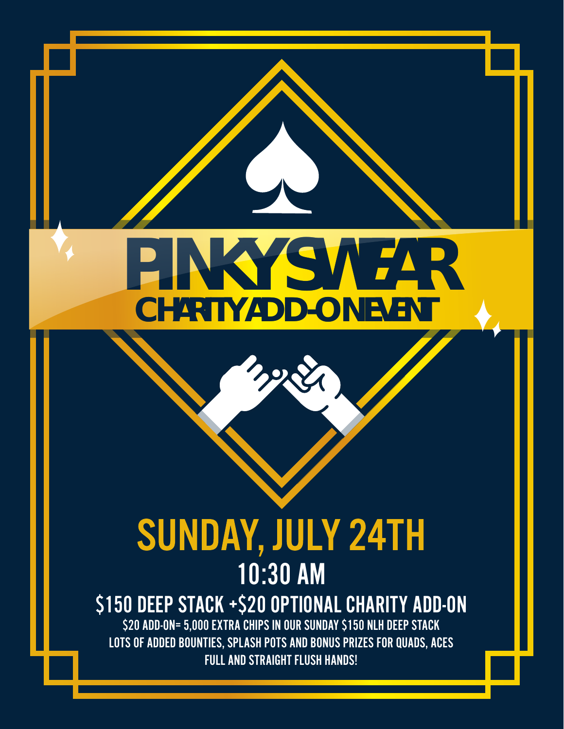# PINKY SWEAR

## CHARITY ADD-ON EVENT

## SUNDAY, JULY 24TH

### 10:30 AM

### $150 DEEP STACK +$20 OPTIONAL CHARITY ADD-ON

$20 ADD-ON= 5,000 EXTRA CHIPS IN OUR SUNDAY $150 NLH DEEP STACK

LOTS OF ADDED BOUNTIES, SPLASH POTS AND BONUS PRIZES FOR QUADS, ACES FULL AND STRAIGHT FLUSH HANDS!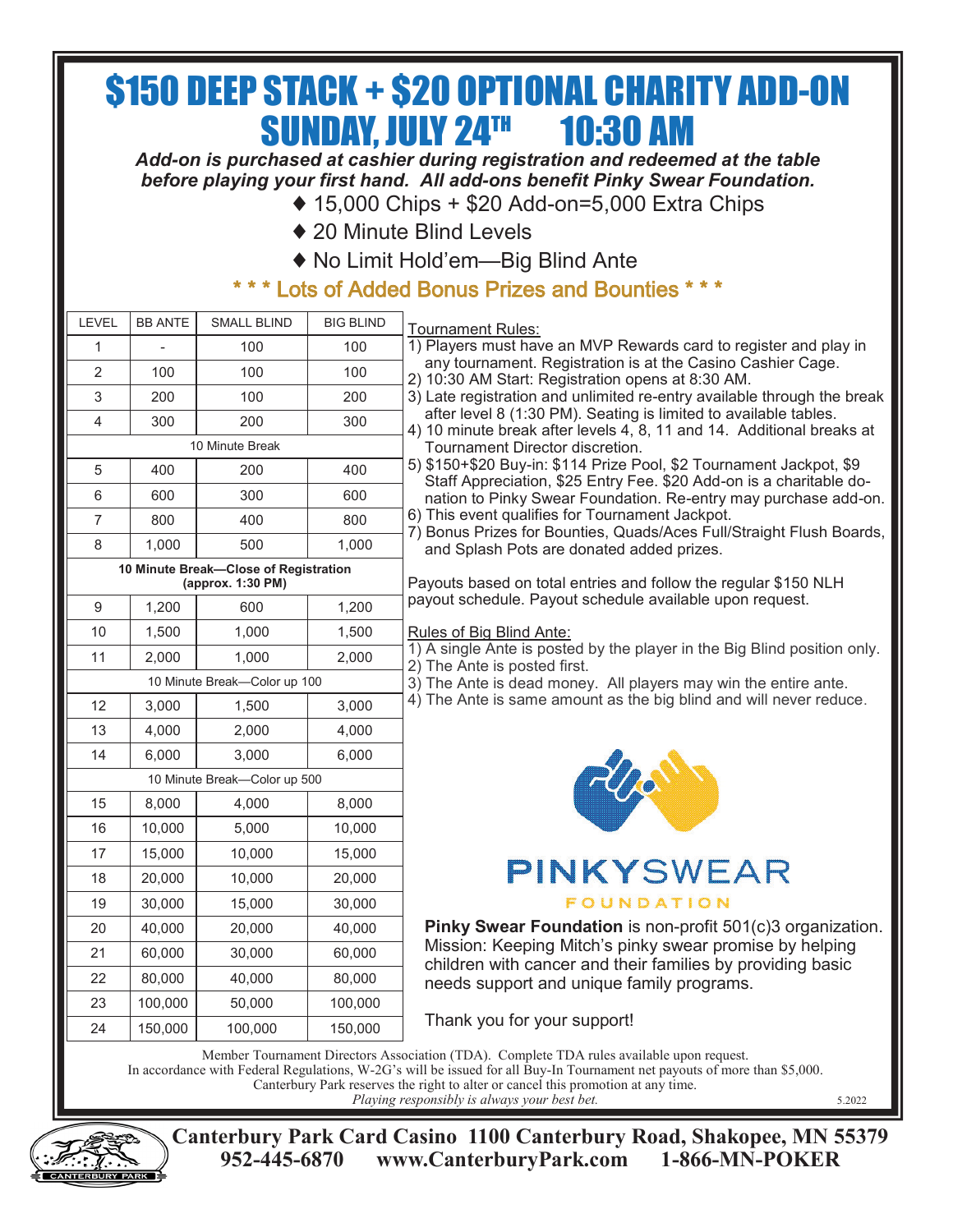# $150 DEEP STACK + $20 OPTIONAL CHARITY ADD-ON
# SUNDAY, JULY 24TH 10:30 AM

***Add-on is purchased at cashier during registration and redeemed at the table before playing your first hand. All add-ons benefit Pinky Swear Foundation.***

- ♦ 15,000 Chips + $20 Add-on=5,000 Extra Chips
- ♦ 20 Minute Blind Levels
- ♦ No Limit Hold'em—Big Blind Ante

**\* \* \* Lots of Added Bonus Prizes and Bounties \* \* \***

| LEVEL | BB ANTE | SMALL BLIND | BIG BLIND |
|---|---|---|---|
| 1 | - | 100 | 100 |
| 2 | 100 | 100 | 100 |
| 3 | 200 | 100 | 200 |
| 4 | 300 | 200 | 300 |
| 10 Minute Break | | | |
| 5 | 400 | 200 | 400 |
| 6 | 600 | 300 | 600 |
| 7 | 800 | 400 | 800 |
| 8 | 1,000 | 500 | 1,000 |
| **10 Minute Break—Close of Registration (approx. 1:30 PM)** | | | |
| 9 | 1,200 | 600 | 1,200 |
| 10 | 1,500 | 1,000 | 1,500 |
| 11 | 2,000 | 1,000 | 2,000 |
| 10 Minute Break—Color up 100 | | | |
| 12 | 3,000 | 1,500 | 3,000 |
| 13 | 4,000 | 2,000 | 4,000 |
| 14 | 6,000 | 3,000 | 6,000 |
| 10 Minute Break—Color up 500 | | | |
| 15 | 8,000 | 4,000 | 8,000 |
| 16 | 10,000 | 5,000 | 10,000 |
| 17 | 15,000 | 10,000 | 15,000 |
| 18 | 20,000 | 10,000 | 20,000 |
| 19 | 30,000 | 15,000 | 30,000 |
| 20 | 40,000 | 20,000 | 40,000 |
| 21 | 60,000 | 30,000 | 60,000 |
| 22 | 80,000 | 40,000 | 80,000 |
| 23 | 100,000 | 50,000 | 100,000 |
| 24 | 150,000 | 100,000 | 150,000 |

Tournament Rules:

1) Players must have an MVP Rewards card to register and play in any tournament. Registration is at the Casino Cashier Cage.
2) 10:30 AM Start: Registration opens at 8:30 AM.
3) Late registration and unlimited re-entry available through the break after level 8 (1:30 PM). Seating is limited to available tables.
4) 10 minute break after levels 4, 8, 11 and 14. Additional breaks at Tournament Director discretion.
5) $150+$20 Buy-in: $114 Prize Pool, $2 Tournament Jackpot, $9 Staff Appreciation, $25 Entry Fee. $20 Add-on is a charitable donation to Pinky Swear Foundation. Re-entry may purchase add-on.
6) This event qualifies for Tournament Jackpot.
7) Bonus Prizes for Bounties, Quads/Aces Full/Straight Flush Boards, and Splash Pots are donated added prizes.

Payouts based on total entries and follow the regular $150 NLH payout schedule. Payout schedule available upon request.

Rules of Big Blind Ante:

1) A single Ante is posted by the player in the Big Blind position only.
2) The Ante is posted first.
3) The Ante is dead money. All players may win the entire ante.
4) The Ante is same amount as the big blind and will never reduce.

PINKYSWEAR FOUNDATION

**Pinky Swear Foundation** is non-profit 501(c)3 organization. Mission: Keeping Mitch's pinky swear promise by helping children with cancer and their families by providing basic needs support and unique family programs.

Thank you for your support!

Member Tournament Directors Association (TDA). Complete TDA rules available upon request.
In accordance with Federal Regulations, W-2G's will be issued for all Buy-In Tournament net payouts of more than $5,000.
Canterbury Park reserves the right to alter or cancel this promotion at any time.
*Playing responsibly is always your best bet.*

5.2022

**Canterbury Park Card Casino 1100 Canterbury Road, Shakopee, MN 55379**
**952-445-6870 www.CanterburyPark.com 1-866-MN-POKER**